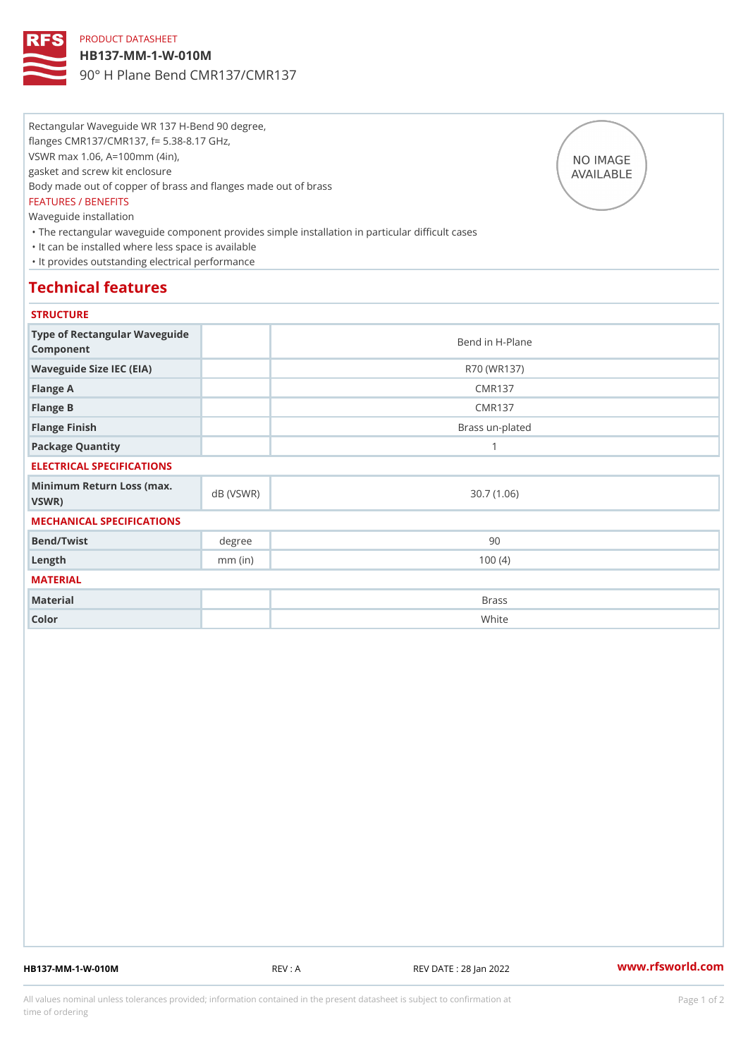PRODUCT DATASHEET

# HB137-MM-1-W-010M

## 90° H Plane Bend CMR137/CMR137

Rectangular Waveguide WR 137 H-Bend 90 degree,
flanges CMR137/CMR137, f= 5.38-8.17 GHz,
VSWR max 1.06, A=100mm (4in),
gasket and screw kit enclosure
Body made out of copper of brass and flanges made out of brass

NO IMAGE AVAILABLE

FEATURES / BENEFITS

Waveguide installation

- The rectangular waveguide component provides simple installation in particular difficult cases
- It can be installed where less space is available
- It provides outstanding electrical performance

## Technical features

### STRUCTURE

| | | |
|---|---|---|
| Type of Rectangular Waveguide Component | | Bend in H-Plane |
| Waveguide Size IEC (EIA) | | R70 (WR137) |
| Flange A | | CMR137 |
| Flange B | | CMR137 |
| Flange Finish | | Brass un-plated |
| Package Quantity | | 1 |

### ELECTRICAL SPECIFICATIONS

| | | |
|---|---|---|
| Minimum Return Loss (max. VSWR) | dB (VSWR) | 30.7 (1.06) |

### MECHANICAL SPECIFICATIONS

| | | |
|---|---|---|
| Bend/Twist | degree | 90 |
| Length | mm (in) | 100 (4) |

### MATERIAL

| | | |
|---|---|---|
| Material | | Brass |
| Color | | White |

HB137-MM-1-W-010M REV : A REV DATE : 28 Jan 2022 www.rfsworld.com

All values nominal unless tolerances provided; information contained in the present datasheet is subject to confirmation at time of ordering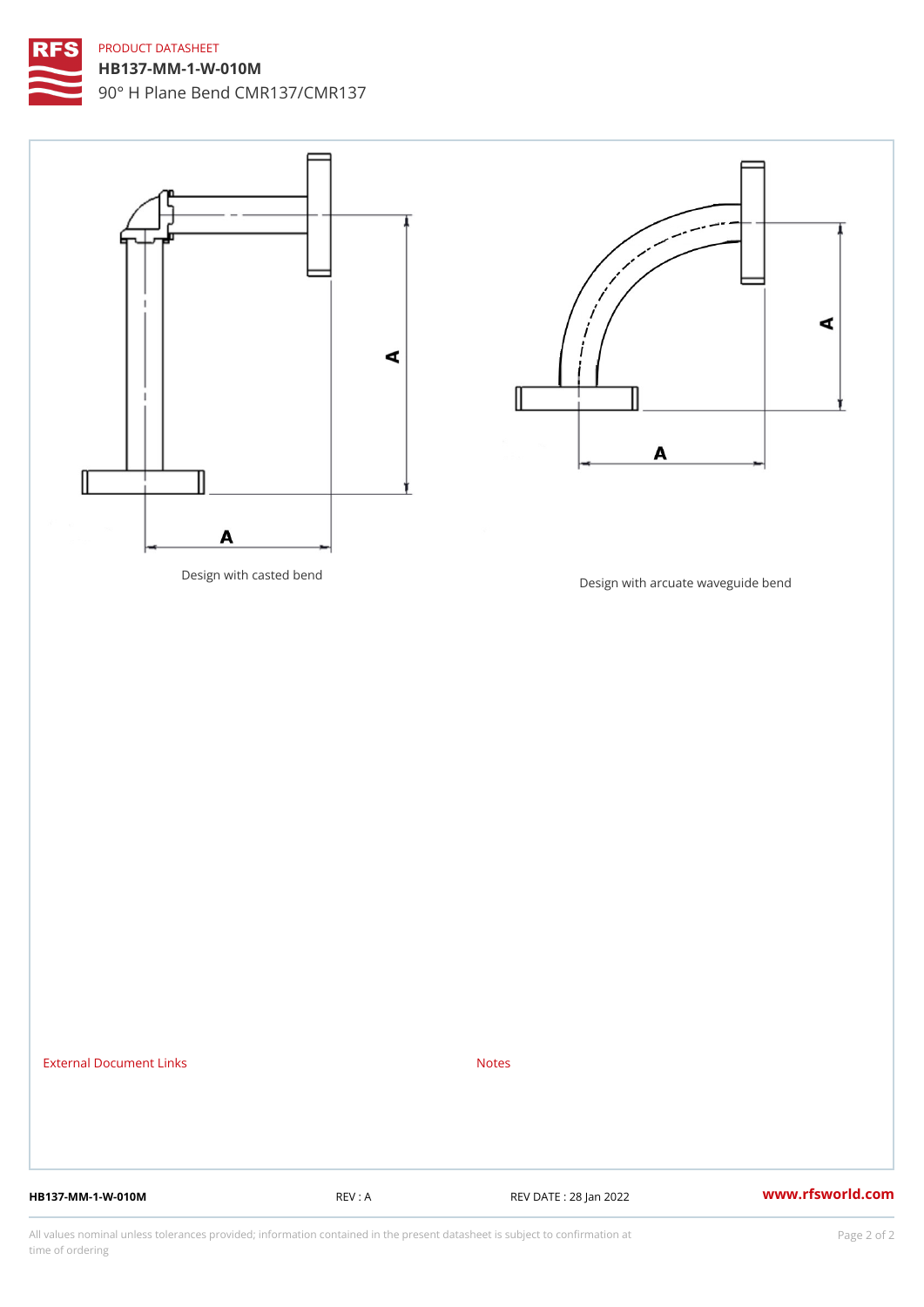PRODUCT DATASHEET

# HB137-MM-1-W-010M

90° H Plane Bend CMR137/CMR137

A

A

Design with casted bend

A

A

Design with arcuate waveguide bend

External Document Links

Notes

HB137-MM-1-W-010M REV : A REV DATE : 28 Jan 2022 www.rfsworld.com

All values nominal unless tolerances provided; information contained in the present datasheet is subject to confirmation at time of ordering